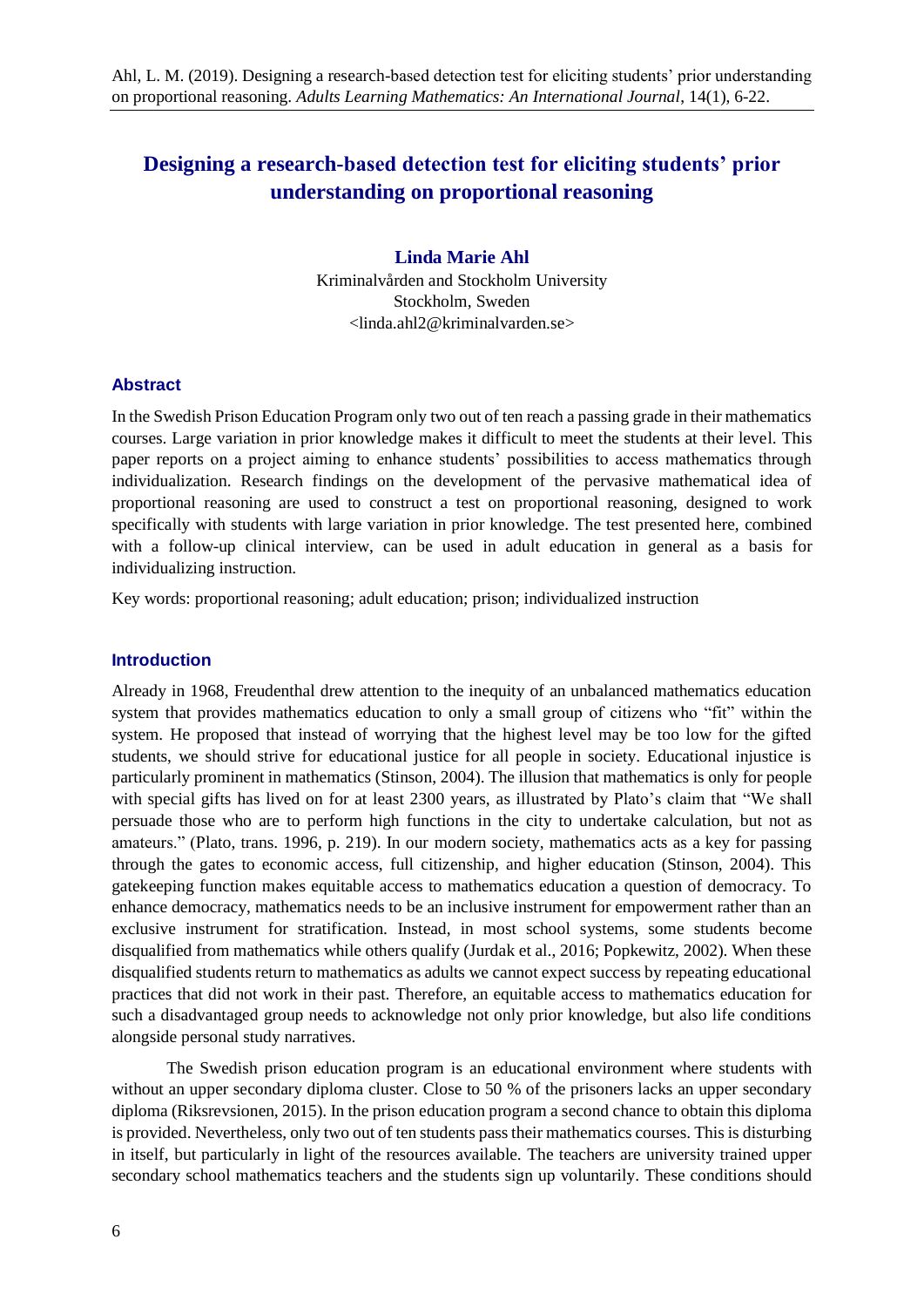# Designing a research-based detection test for eliciting students' prior understanding on proportional reasoning

**Linda Marie Ahl**
Kriminalvården and Stockholm University
Stockholm, Sweden
<linda.ahl2@kriminalvarden.se>

## Abstract

In the Swedish Prison Education Program only two out of ten reach a passing grade in their mathematics courses. Large variation in prior knowledge makes it difficult to meet the students at their level. This paper reports on a project aiming to enhance students' possibilities to access mathematics through individualization. Research findings on the development of the pervasive mathematical idea of proportional reasoning are used to construct a test on proportional reasoning, designed to work specifically with students with large variation in prior knowledge. The test presented here, combined with a follow-up clinical interview, can be used in adult education in general as a basis for individualizing instruction.

Key words: proportional reasoning; adult education; prison; individualized instruction

## Introduction

Already in 1968, Freudenthal drew attention to the inequity of an unbalanced mathematics education system that provides mathematics education to only a small group of citizens who "fit" within the system. He proposed that instead of worrying that the highest level may be too low for the gifted students, we should strive for educational justice for all people in society. Educational injustice is particularly prominent in mathematics (Stinson, 2004). The illusion that mathematics is only for people with special gifts has lived on for at least 2300 years, as illustrated by Plato's claim that "We shall persuade those who are to perform high functions in the city to undertake calculation, but not as amateurs." (Plato, trans. 1996, p. 219). In our modern society, mathematics acts as a key for passing through the gates to economic access, full citizenship, and higher education (Stinson, 2004). This gatekeeping function makes equitable access to mathematics education a question of democracy. To enhance democracy, mathematics needs to be an inclusive instrument for empowerment rather than an exclusive instrument for stratification. Instead, in most school systems, some students become disqualified from mathematics while others qualify (Jurdak et al., 2016; Popkewitz, 2002). When these disqualified students return to mathematics as adults we cannot expect success by repeating educational practices that did not work in their past. Therefore, an equitable access to mathematics education for such a disadvantaged group needs to acknowledge not only prior knowledge, but also life conditions alongside personal study narratives.

The Swedish prison education program is an educational environment where students with without an upper secondary diploma cluster. Close to 50 % of the prisoners lacks an upper secondary diploma (Riksrevsionen, 2015). In the prison education program a second chance to obtain this diploma is provided. Nevertheless, only two out of ten students pass their mathematics courses. This is disturbing in itself, but particularly in light of the resources available. The teachers are university trained upper secondary school mathematics teachers and the students sign up voluntarily. These conditions should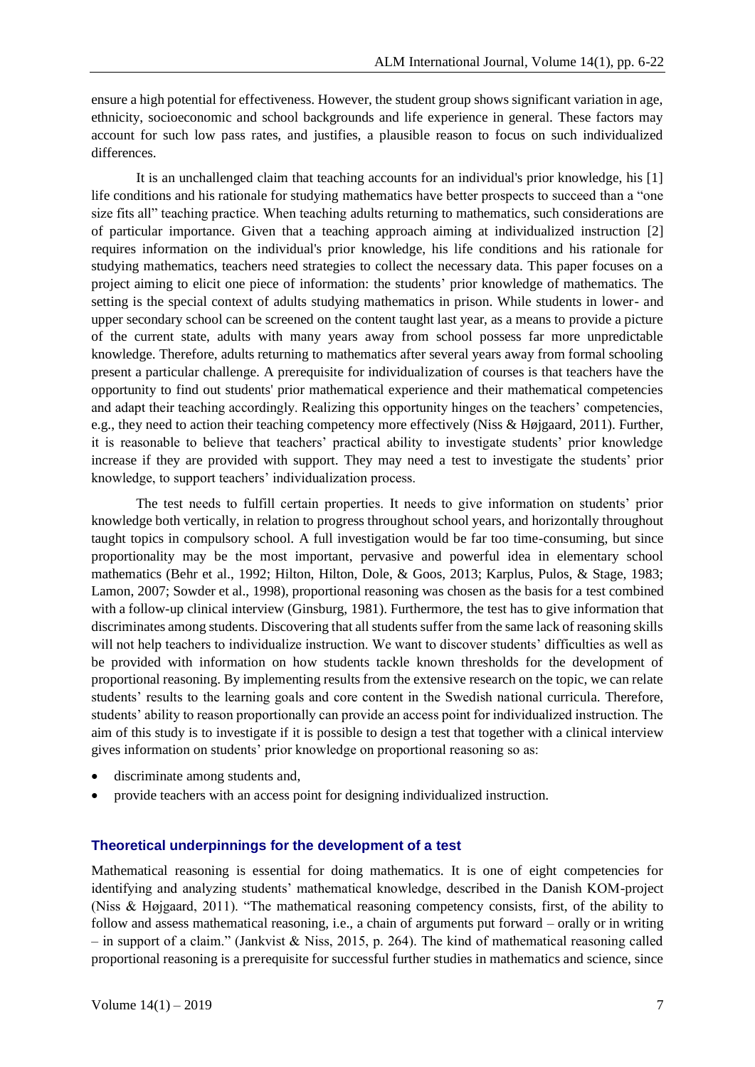ensure a high potential for effectiveness. However, the student group shows significant variation in age, ethnicity, socioeconomic and school backgrounds and life experience in general. These factors may account for such low pass rates, and justifies, a plausible reason to focus on such individualized differences.

It is an unchallenged claim that teaching accounts for an individual's prior knowledge, his [1] life conditions and his rationale for studying mathematics have better prospects to succeed than a "one size fits all" teaching practice. When teaching adults returning to mathematics, such considerations are of particular importance. Given that a teaching approach aiming at individualized instruction [2] requires information on the individual's prior knowledge, his life conditions and his rationale for studying mathematics, teachers need strategies to collect the necessary data. This paper focuses on a project aiming to elicit one piece of information: the students' prior knowledge of mathematics. The setting is the special context of adults studying mathematics in prison. While students in lower- and upper secondary school can be screened on the content taught last year, as a means to provide a picture of the current state, adults with many years away from school possess far more unpredictable knowledge. Therefore, adults returning to mathematics after several years away from formal schooling present a particular challenge. A prerequisite for individualization of courses is that teachers have the opportunity to find out students' prior mathematical experience and their mathematical competencies and adapt their teaching accordingly. Realizing this opportunity hinges on the teachers' competencies, e.g., they need to action their teaching competency more effectively (Niss & Højgaard, 2011). Further, it is reasonable to believe that teachers' practical ability to investigate students' prior knowledge increase if they are provided with support. They may need a test to investigate the students' prior knowledge, to support teachers' individualization process.

The test needs to fulfill certain properties. It needs to give information on students' prior knowledge both vertically, in relation to progress throughout school years, and horizontally throughout taught topics in compulsory school. A full investigation would be far too time-consuming, but since proportionality may be the most important, pervasive and powerful idea in elementary school mathematics (Behr et al., 1992; Hilton, Hilton, Dole, & Goos, 2013; Karplus, Pulos, & Stage, 1983; Lamon, 2007; Sowder et al., 1998), proportional reasoning was chosen as the basis for a test combined with a follow-up clinical interview (Ginsburg, 1981). Furthermore, the test has to give information that discriminates among students. Discovering that all students suffer from the same lack of reasoning skills will not help teachers to individualize instruction. We want to discover students' difficulties as well as be provided with information on how students tackle known thresholds for the development of proportional reasoning. By implementing results from the extensive research on the topic, we can relate students' results to the learning goals and core content in the Swedish national curricula. Therefore, students' ability to reason proportionally can provide an access point for individualized instruction. The aim of this study is to investigate if it is possible to design a test that together with a clinical interview gives information on students' prior knowledge on proportional reasoning so as:

- discriminate among students and,
- provide teachers with an access point for designing individualized instruction.

## Theoretical underpinnings for the development of a test

Mathematical reasoning is essential for doing mathematics. It is one of eight competencies for identifying and analyzing students' mathematical knowledge, described in the Danish KOM-project (Niss & Højgaard, 2011). "The mathematical reasoning competency consists, first, of the ability to follow and assess mathematical reasoning, i.e., a chain of arguments put forward – orally or in writing – in support of a claim." (Jankvist & Niss, 2015, p. 264). The kind of mathematical reasoning called proportional reasoning is a prerequisite for successful further studies in mathematics and science, since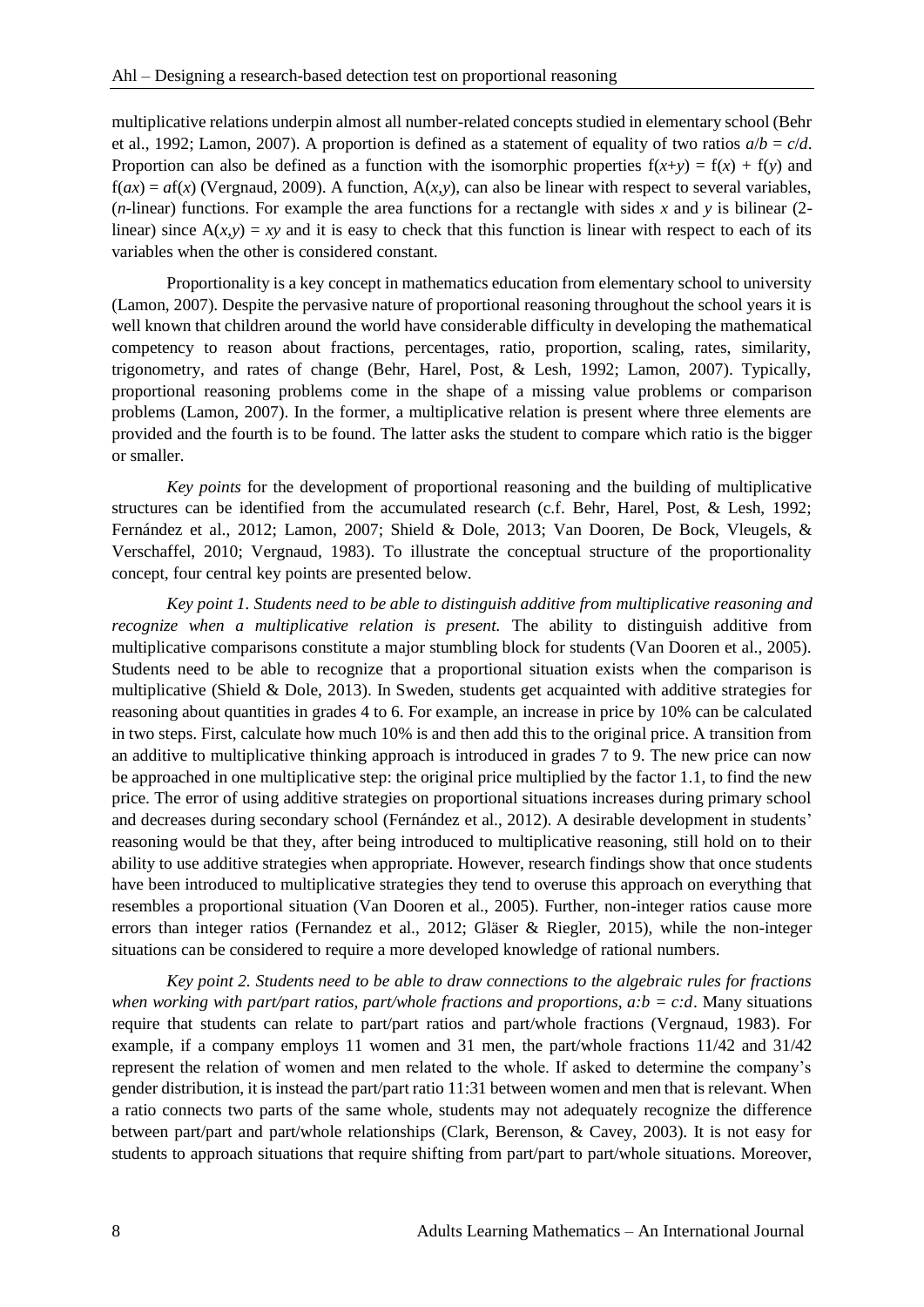multiplicative relations underpin almost all number-related concepts studied in elementary school (Behr et al., 1992; Lamon, 2007). A proportion is defined as a statement of equality of two ratios $a/b = c/d$. Proportion can also be defined as a function with the isomorphic properties $f(x+y) = f(x) + f(y)$ and $f(ax) = af(x)$ (Vergnaud, 2009). A function, $A(x,y)$, can also be linear with respect to several variables, ($n$-linear) functions. For example the area functions for a rectangle with sides $x$ and $y$ is bilinear (2-linear) since $A(x,y) = xy$ and it is easy to check that this function is linear with respect to each of its variables when the other is considered constant.

Proportionality is a key concept in mathematics education from elementary school to university (Lamon, 2007). Despite the pervasive nature of proportional reasoning throughout the school years it is well known that children around the world have considerable difficulty in developing the mathematical competency to reason about fractions, percentages, ratio, proportion, scaling, rates, similarity, trigonometry, and rates of change (Behr, Harel, Post, & Lesh, 1992; Lamon, 2007). Typically, proportional reasoning problems come in the shape of a missing value problems or comparison problems (Lamon, 2007). In the former, a multiplicative relation is present where three elements are provided and the fourth is to be found. The latter asks the student to compare which ratio is the bigger or smaller.

*Key points* for the development of proportional reasoning and the building of multiplicative structures can be identified from the accumulated research (c.f. Behr, Harel, Post, & Lesh, 1992; Fernández et al., 2012; Lamon, 2007; Shield & Dole, 2013; Van Dooren, De Bock, Vleugels, & Verschaffel, 2010; Vergnaud, 1983). To illustrate the conceptual structure of the proportionality concept, four central key points are presented below.

*Key point 1. Students need to be able to distinguish additive from multiplicative reasoning and recognize when a multiplicative relation is present.* The ability to distinguish additive from multiplicative comparisons constitute a major stumbling block for students (Van Dooren et al., 2005). Students need to be able to recognize that a proportional situation exists when the comparison is multiplicative (Shield & Dole, 2013). In Sweden, students get acquainted with additive strategies for reasoning about quantities in grades 4 to 6. For example, an increase in price by 10% can be calculated in two steps. First, calculate how much 10% is and then add this to the original price. A transition from an additive to multiplicative thinking approach is introduced in grades 7 to 9. The new price can now be approached in one multiplicative step: the original price multiplied by the factor 1.1, to find the new price. The error of using additive strategies on proportional situations increases during primary school and decreases during secondary school (Fernández et al., 2012). A desirable development in students' reasoning would be that they, after being introduced to multiplicative reasoning, still hold on to their ability to use additive strategies when appropriate. However, research findings show that once students have been introduced to multiplicative strategies they tend to overuse this approach on everything that resembles a proportional situation (Van Dooren et al., 2005). Further, non-integer ratios cause more errors than integer ratios (Fernandez et al., 2012; Gläser & Riegler, 2015), while the non-integer situations can be considered to require a more developed knowledge of rational numbers.

*Key point 2. Students need to be able to draw connections to the algebraic rules for fractions when working with part/part ratios, part/whole fractions and proportions, $a{:}b = c{:}d$.* Many situations require that students can relate to part/part ratios and part/whole fractions (Vergnaud, 1983). For example, if a company employs 11 women and 31 men, the part/whole fractions 11/42 and 31/42 represent the relation of women and men related to the whole. If asked to determine the company's gender distribution, it is instead the part/part ratio 11:31 between women and men that is relevant. When a ratio connects two parts of the same whole, students may not adequately recognize the difference between part/part and part/whole relationships (Clark, Berenson, & Cavey, 2003). It is not easy for students to approach situations that require shifting from part/part to part/whole situations. Moreover,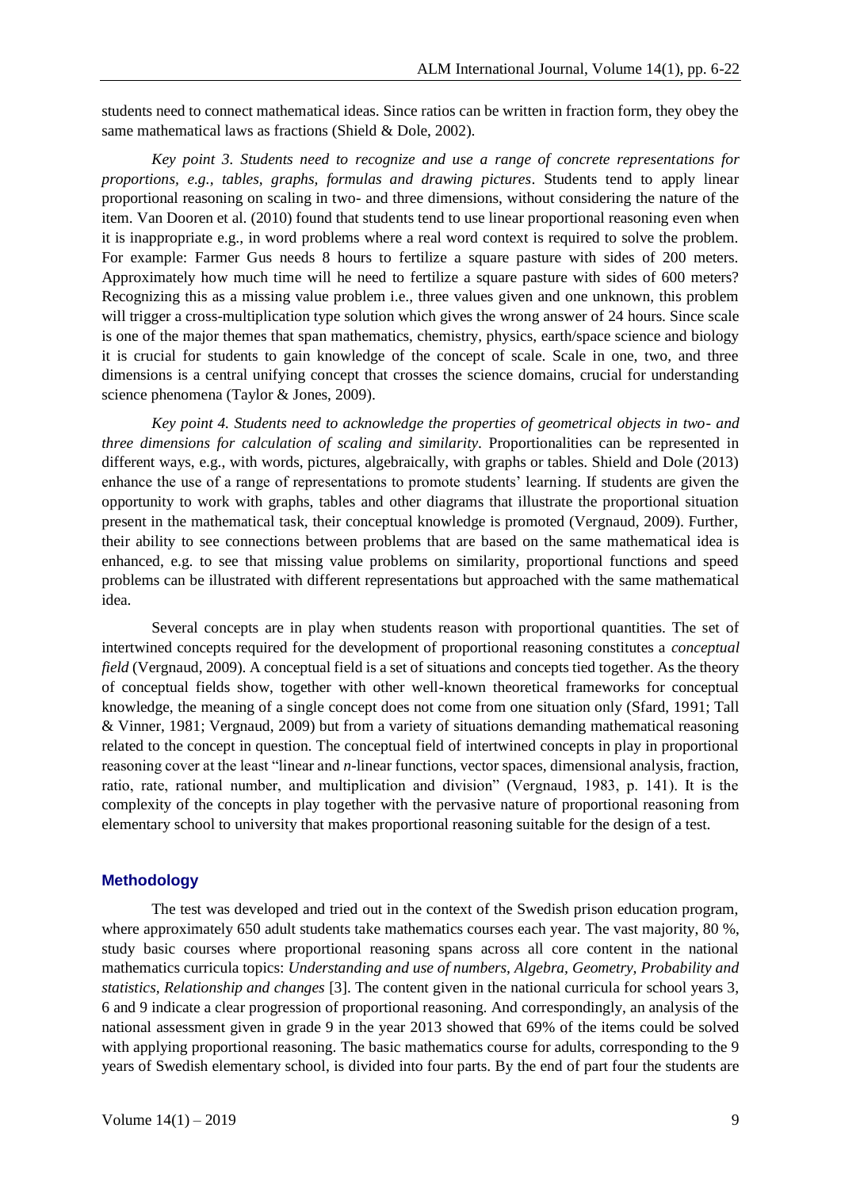students need to connect mathematical ideas. Since ratios can be written in fraction form, they obey the same mathematical laws as fractions (Shield & Dole, 2002).

*Key point 3. Students need to recognize and use a range of concrete representations for proportions, e.g., tables, graphs, formulas and drawing pictures*. Students tend to apply linear proportional reasoning on scaling in two- and three dimensions, without considering the nature of the item. Van Dooren et al. (2010) found that students tend to use linear proportional reasoning even when it is inappropriate e.g., in word problems where a real word context is required to solve the problem. For example: Farmer Gus needs 8 hours to fertilize a square pasture with sides of 200 meters. Approximately how much time will he need to fertilize a square pasture with sides of 600 meters? Recognizing this as a missing value problem i.e., three values given and one unknown, this problem will trigger a cross-multiplication type solution which gives the wrong answer of 24 hours. Since scale is one of the major themes that span mathematics, chemistry, physics, earth/space science and biology it is crucial for students to gain knowledge of the concept of scale. Scale in one, two, and three dimensions is a central unifying concept that crosses the science domains, crucial for understanding science phenomena (Taylor & Jones, 2009).

*Key point 4. Students need to acknowledge the properties of geometrical objects in two- and three dimensions for calculation of scaling and similarity*. Proportionalities can be represented in different ways, e.g., with words, pictures, algebraically, with graphs or tables. Shield and Dole (2013) enhance the use of a range of representations to promote students' learning. If students are given the opportunity to work with graphs, tables and other diagrams that illustrate the proportional situation present in the mathematical task, their conceptual knowledge is promoted (Vergnaud, 2009). Further, their ability to see connections between problems that are based on the same mathematical idea is enhanced, e.g. to see that missing value problems on similarity, proportional functions and speed problems can be illustrated with different representations but approached with the same mathematical idea.

Several concepts are in play when students reason with proportional quantities. The set of intertwined concepts required for the development of proportional reasoning constitutes a *conceptual field* (Vergnaud, 2009). A conceptual field is a set of situations and concepts tied together. As the theory of conceptual fields show, together with other well-known theoretical frameworks for conceptual knowledge, the meaning of a single concept does not come from one situation only (Sfard, 1991; Tall & Vinner, 1981; Vergnaud, 2009) but from a variety of situations demanding mathematical reasoning related to the concept in question. The conceptual field of intertwined concepts in play in proportional reasoning cover at the least "linear and *n*-linear functions, vector spaces, dimensional analysis, fraction, ratio, rate, rational number, and multiplication and division" (Vergnaud, 1983, p. 141). It is the complexity of the concepts in play together with the pervasive nature of proportional reasoning from elementary school to university that makes proportional reasoning suitable for the design of a test.

## Methodology

The test was developed and tried out in the context of the Swedish prison education program, where approximately 650 adult students take mathematics courses each year. The vast majority, 80 %, study basic courses where proportional reasoning spans across all core content in the national mathematics curricula topics: *Understanding and use of numbers, Algebra, Geometry, Probability and statistics, Relationship and changes* [3]. The content given in the national curricula for school years 3, 6 and 9 indicate a clear progression of proportional reasoning. And correspondingly, an analysis of the national assessment given in grade 9 in the year 2013 showed that 69% of the items could be solved with applying proportional reasoning. The basic mathematics course for adults, corresponding to the 9 years of Swedish elementary school, is divided into four parts. By the end of part four the students are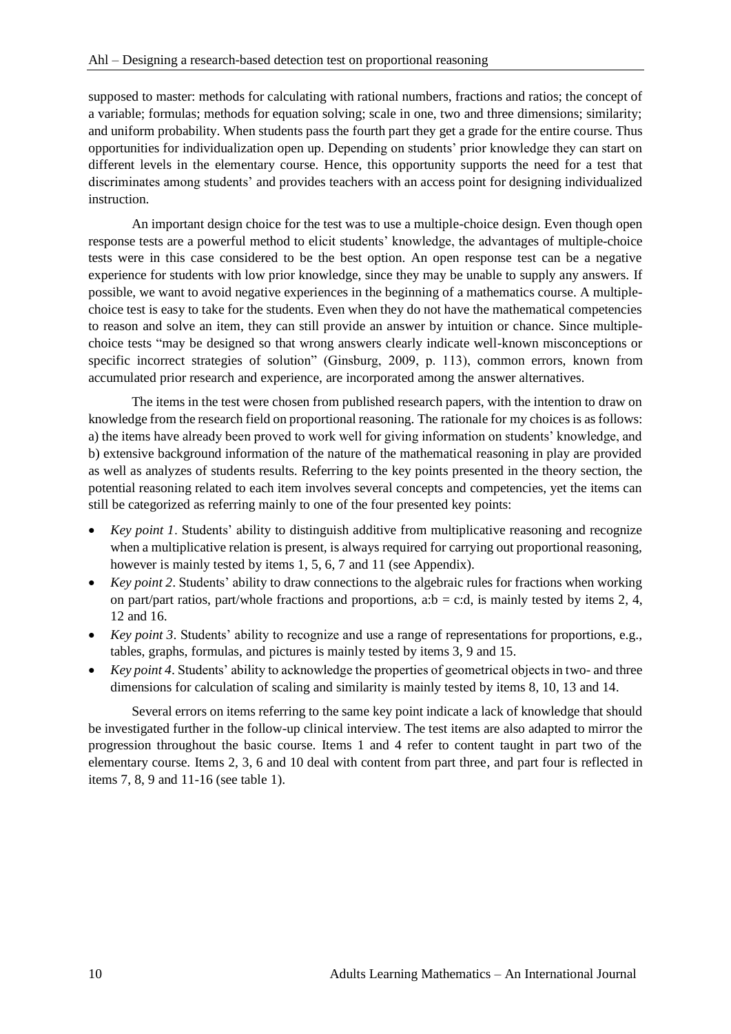supposed to master: methods for calculating with rational numbers, fractions and ratios; the concept of a variable; formulas; methods for equation solving; scale in one, two and three dimensions; similarity; and uniform probability. When students pass the fourth part they get a grade for the entire course. Thus opportunities for individualization open up. Depending on students' prior knowledge they can start on different levels in the elementary course. Hence, this opportunity supports the need for a test that discriminates among students' and provides teachers with an access point for designing individualized instruction.

An important design choice for the test was to use a multiple-choice design. Even though open response tests are a powerful method to elicit students' knowledge, the advantages of multiple-choice tests were in this case considered to be the best option. An open response test can be a negative experience for students with low prior knowledge, since they may be unable to supply any answers. If possible, we want to avoid negative experiences in the beginning of a mathematics course. A multiple-choice test is easy to take for the students. Even when they do not have the mathematical competencies to reason and solve an item, they can still provide an answer by intuition or chance. Since multiple-choice tests "may be designed so that wrong answers clearly indicate well-known misconceptions or specific incorrect strategies of solution" (Ginsburg, 2009, p. 113), common errors, known from accumulated prior research and experience, are incorporated among the answer alternatives.

The items in the test were chosen from published research papers, with the intention to draw on knowledge from the research field on proportional reasoning. The rationale for my choices is as follows: a) the items have already been proved to work well for giving information on students' knowledge, and b) extensive background information of the nature of the mathematical reasoning in play are provided as well as analyzes of students results. Referring to the key points presented in the theory section, the potential reasoning related to each item involves several concepts and competencies, yet the items can still be categorized as referring mainly to one of the four presented key points:

- *Key point 1*. Students' ability to distinguish additive from multiplicative reasoning and recognize when a multiplicative relation is present, is always required for carrying out proportional reasoning, however is mainly tested by items 1, 5, 6, 7 and 11 (see Appendix).
- *Key point 2*. Students' ability to draw connections to the algebraic rules for fractions when working on part/part ratios, part/whole fractions and proportions, $a:b = c:d$, is mainly tested by items 2, 4, 12 and 16.
- *Key point 3*. Students' ability to recognize and use a range of representations for proportions, e.g., tables, graphs, formulas, and pictures is mainly tested by items 3, 9 and 15.
- *Key point 4*. Students' ability to acknowledge the properties of geometrical objects in two- and three dimensions for calculation of scaling and similarity is mainly tested by items 8, 10, 13 and 14.

Several errors on items referring to the same key point indicate a lack of knowledge that should be investigated further in the follow-up clinical interview. The test items are also adapted to mirror the progression throughout the basic course. Items 1 and 4 refer to content taught in part two of the elementary course. Items 2, 3, 6 and 10 deal with content from part three, and part four is reflected in items 7, 8, 9 and 11-16 (see table 1).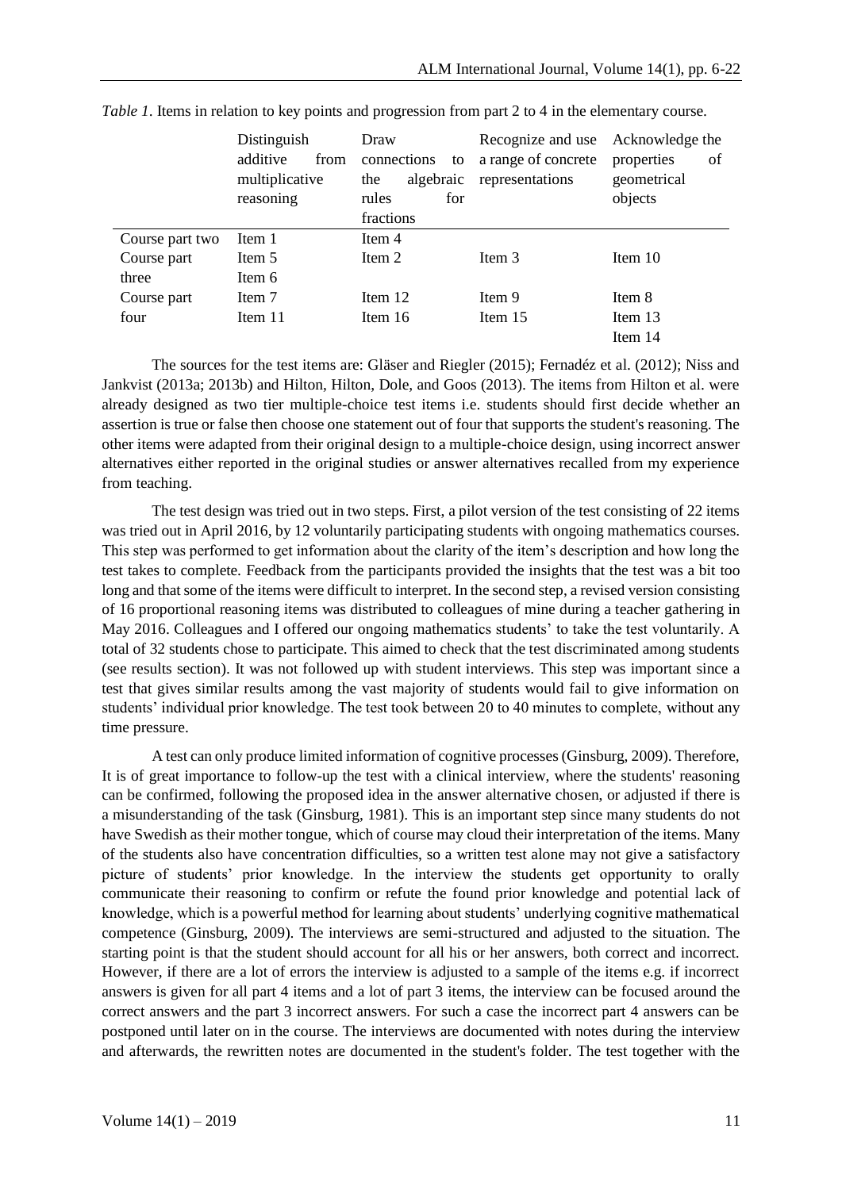*Table 1*. Items in relation to key points and progression from part 2 to 4 in the elementary course.

| | Distinguish additive from multiplicative reasoning | Draw connections to the algebraic rules for fractions | Recognize and use a range of concrete representations | Acknowledge the properties of geometrical objects |
|---|---|---|---|---|
| Course part two | Item 1 | Item 4 | | |
| Course part three | Item 5<br>Item 6 | Item 2 | Item 3 | Item 10 |
| Course part four | Item 7<br>Item 11 | Item 12<br>Item 16 | Item 9<br>Item 15 | Item 8<br>Item 13<br>Item 14 |

The sources for the test items are: Gläser and Riegler (2015); Fernadéz et al. (2012); Niss and Jankvist (2013a; 2013b) and Hilton, Hilton, Dole, and Goos (2013). The items from Hilton et al. were already designed as two tier multiple-choice test items i.e. students should first decide whether an assertion is true or false then choose one statement out of four that supports the student's reasoning. The other items were adapted from their original design to a multiple-choice design, using incorrect answer alternatives either reported in the original studies or answer alternatives recalled from my experience from teaching.

The test design was tried out in two steps. First, a pilot version of the test consisting of 22 items was tried out in April 2016, by 12 voluntarily participating students with ongoing mathematics courses. This step was performed to get information about the clarity of the item's description and how long the test takes to complete. Feedback from the participants provided the insights that the test was a bit too long and that some of the items were difficult to interpret. In the second step, a revised version consisting of 16 proportional reasoning items was distributed to colleagues of mine during a teacher gathering in May 2016. Colleagues and I offered our ongoing mathematics students' to take the test voluntarily. A total of 32 students chose to participate. This aimed to check that the test discriminated among students (see results section). It was not followed up with student interviews. This step was important since a test that gives similar results among the vast majority of students would fail to give information on students' individual prior knowledge. The test took between 20 to 40 minutes to complete, without any time pressure.

A test can only produce limited information of cognitive processes (Ginsburg, 2009). Therefore, It is of great importance to follow-up the test with a clinical interview, where the students' reasoning can be confirmed, following the proposed idea in the answer alternative chosen, or adjusted if there is a misunderstanding of the task (Ginsburg, 1981). This is an important step since many students do not have Swedish as their mother tongue, which of course may cloud their interpretation of the items. Many of the students also have concentration difficulties, so a written test alone may not give a satisfactory picture of students' prior knowledge. In the interview the students get opportunity to orally communicate their reasoning to confirm or refute the found prior knowledge and potential lack of knowledge, which is a powerful method for learning about students' underlying cognitive mathematical competence (Ginsburg, 2009). The interviews are semi-structured and adjusted to the situation. The starting point is that the student should account for all his or her answers, both correct and incorrect. However, if there are a lot of errors the interview is adjusted to a sample of the items e.g. if incorrect answers is given for all part 4 items and a lot of part 3 items, the interview can be focused around the correct answers and the part 3 incorrect answers. For such a case the incorrect part 4 answers can be postponed until later on in the course. The interviews are documented with notes during the interview and afterwards, the rewritten notes are documented in the student's folder. The test together with the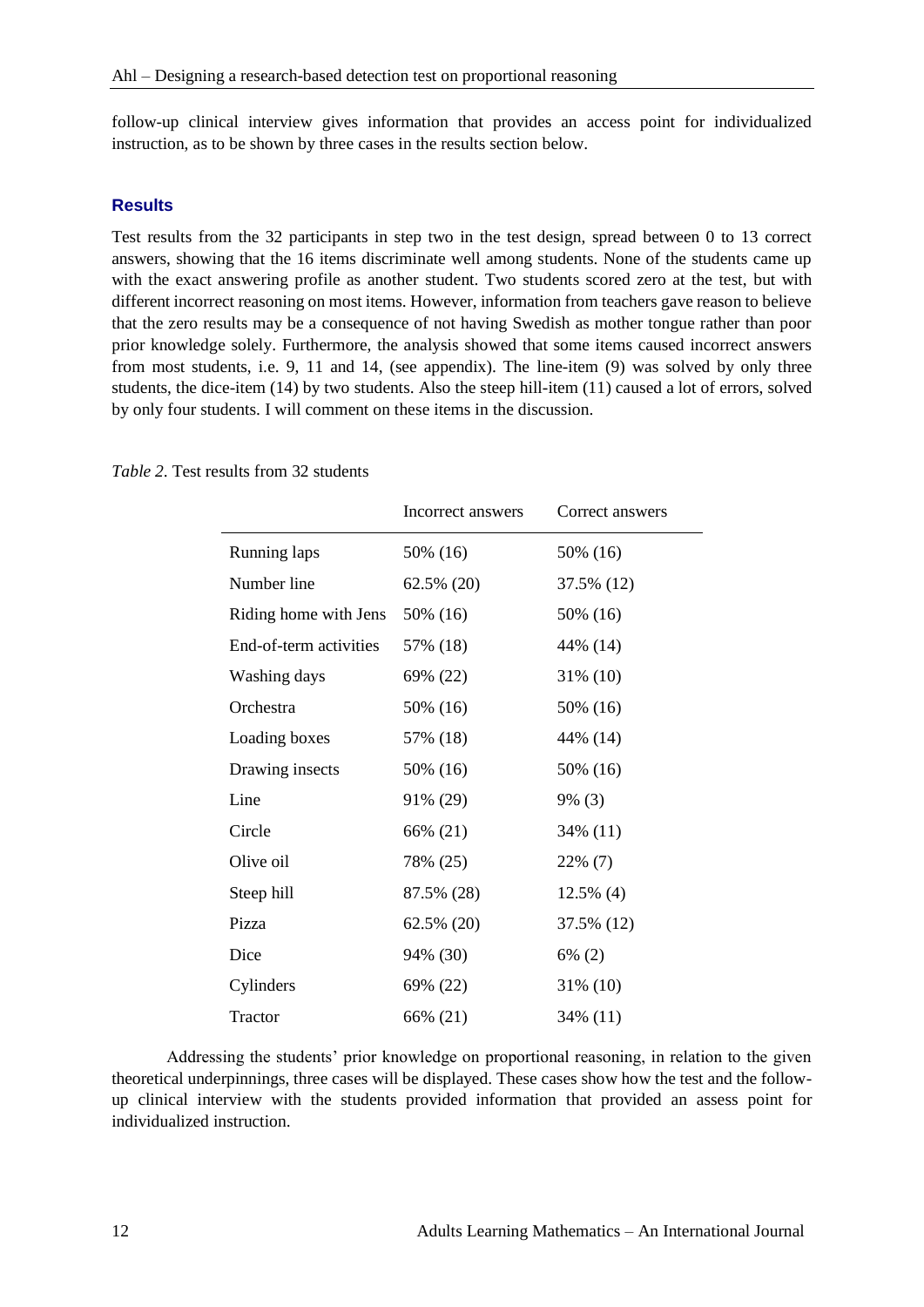follow-up clinical interview gives information that provides an access point for individualized instruction, as to be shown by three cases in the results section below.

## Results

Test results from the 32 participants in step two in the test design, spread between 0 to 13 correct answers, showing that the 16 items discriminate well among students. None of the students came up with the exact answering profile as another student. Two students scored zero at the test, but with different incorrect reasoning on most items. However, information from teachers gave reason to believe that the zero results may be a consequence of not having Swedish as mother tongue rather than poor prior knowledge solely. Furthermore, the analysis showed that some items caused incorrect answers from most students, i.e. 9, 11 and 14, (see appendix). The line-item (9) was solved by only three students, the dice-item (14) by two students. Also the steep hill-item (11) caused a lot of errors, solved by only four students. I will comment on these items in the discussion.

*Table 2.* Test results from 32 students

| | Incorrect answers | Correct answers |
|---|---|---|
| Running laps | 50% (16) | 50% (16) |
| Number line | 62.5% (20) | 37.5% (12) |
| Riding home with Jens | 50% (16) | 50% (16) |
| End-of-term activities | 57% (18) | 44% (14) |
| Washing days | 69% (22) | 31% (10) |
| Orchestra | 50% (16) | 50% (16) |
| Loading boxes | 57% (18) | 44% (14) |
| Drawing insects | 50% (16) | 50% (16) |
| Line | 91% (29) | 9% (3) |
| Circle | 66% (21) | 34% (11) |
| Olive oil | 78% (25) | 22% (7) |
| Steep hill | 87.5% (28) | 12.5% (4) |
| Pizza | 62.5% (20) | 37.5% (12) |
| Dice | 94% (30) | 6% (2) |
| Cylinders | 69% (22) | 31% (10) |
| Tractor | 66% (21) | 34% (11) |

Addressing the students' prior knowledge on proportional reasoning, in relation to the given theoretical underpinnings, three cases will be displayed. These cases show how the test and the follow-up clinical interview with the students provided information that provided an assess point for individualized instruction.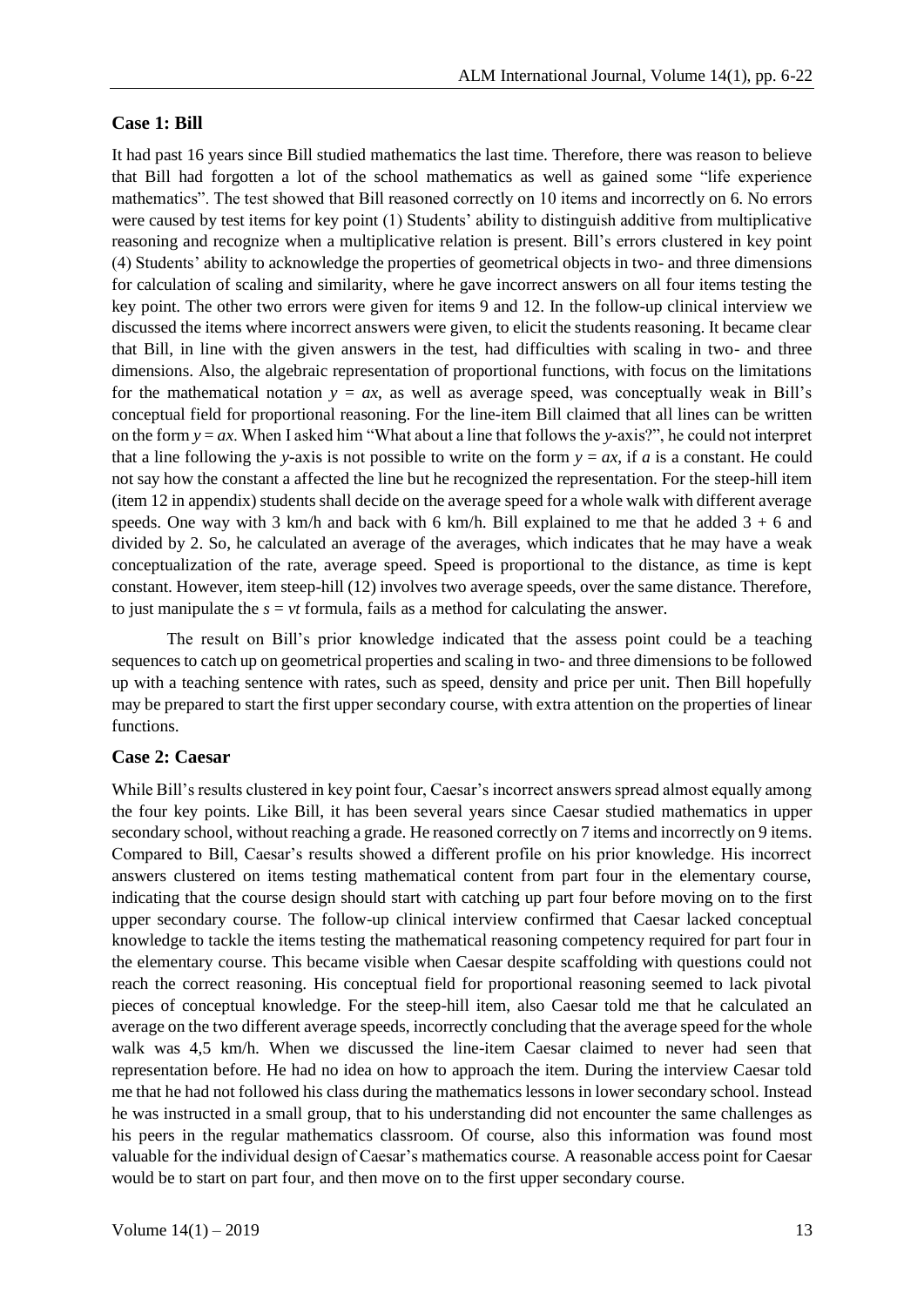## Case 1: Bill

It had past 16 years since Bill studied mathematics the last time. Therefore, there was reason to believe that Bill had forgotten a lot of the school mathematics as well as gained some "life experience mathematics". The test showed that Bill reasoned correctly on 10 items and incorrectly on 6. No errors were caused by test items for key point (1) Students' ability to distinguish additive from multiplicative reasoning and recognize when a multiplicative relation is present. Bill's errors clustered in key point (4) Students' ability to acknowledge the properties of geometrical objects in two- and three dimensions for calculation of scaling and similarity, where he gave incorrect answers on all four items testing the key point. The other two errors were given for items 9 and 12. In the follow-up clinical interview we discussed the items where incorrect answers were given, to elicit the students reasoning. It became clear that Bill, in line with the given answers in the test, had difficulties with scaling in two- and three dimensions. Also, the algebraic representation of proportional functions, with focus on the limitations for the mathematical notation $y = ax$, as well as average speed, was conceptually weak in Bill's conceptual field for proportional reasoning. For the line-item Bill claimed that all lines can be written on the form $y = ax$. When I asked him "What about a line that follows the $y$-axis?", he could not interpret that a line following the $y$-axis is not possible to write on the form $y = ax$, if $a$ is a constant. He could not say how the constant a affected the line but he recognized the representation. For the steep-hill item (item 12 in appendix) students shall decide on the average speed for a whole walk with different average speeds. One way with 3 km/h and back with 6 km/h. Bill explained to me that he added $3 + 6$ and divided by 2. So, he calculated an average of the averages, which indicates that he may have a weak conceptualization of the rate, average speed. Speed is proportional to the distance, as time is kept constant. However, item steep-hill (12) involves two average speeds, over the same distance. Therefore, to just manipulate the $s = vt$ formula, fails as a method for calculating the answer.

The result on Bill's prior knowledge indicated that the assess point could be a teaching sequences to catch up on geometrical properties and scaling in two- and three dimensions to be followed up with a teaching sentence with rates, such as speed, density and price per unit. Then Bill hopefully may be prepared to start the first upper secondary course, with extra attention on the properties of linear functions.

## Case 2: Caesar

While Bill's results clustered in key point four, Caesar's incorrect answers spread almost equally among the four key points. Like Bill, it has been several years since Caesar studied mathematics in upper secondary school, without reaching a grade. He reasoned correctly on 7 items and incorrectly on 9 items. Compared to Bill, Caesar's results showed a different profile on his prior knowledge. His incorrect answers clustered on items testing mathematical content from part four in the elementary course, indicating that the course design should start with catching up part four before moving on to the first upper secondary course. The follow-up clinical interview confirmed that Caesar lacked conceptual knowledge to tackle the items testing the mathematical reasoning competency required for part four in the elementary course. This became visible when Caesar despite scaffolding with questions could not reach the correct reasoning. His conceptual field for proportional reasoning seemed to lack pivotal pieces of conceptual knowledge. For the steep-hill item, also Caesar told me that he calculated an average on the two different average speeds, incorrectly concluding that the average speed for the whole walk was 4,5 km/h. When we discussed the line-item Caesar claimed to never had seen that representation before. He had no idea on how to approach the item. During the interview Caesar told me that he had not followed his class during the mathematics lessons in lower secondary school. Instead he was instructed in a small group, that to his understanding did not encounter the same challenges as his peers in the regular mathematics classroom. Of course, also this information was found most valuable for the individual design of Caesar's mathematics course. A reasonable access point for Caesar would be to start on part four, and then move on to the first upper secondary course.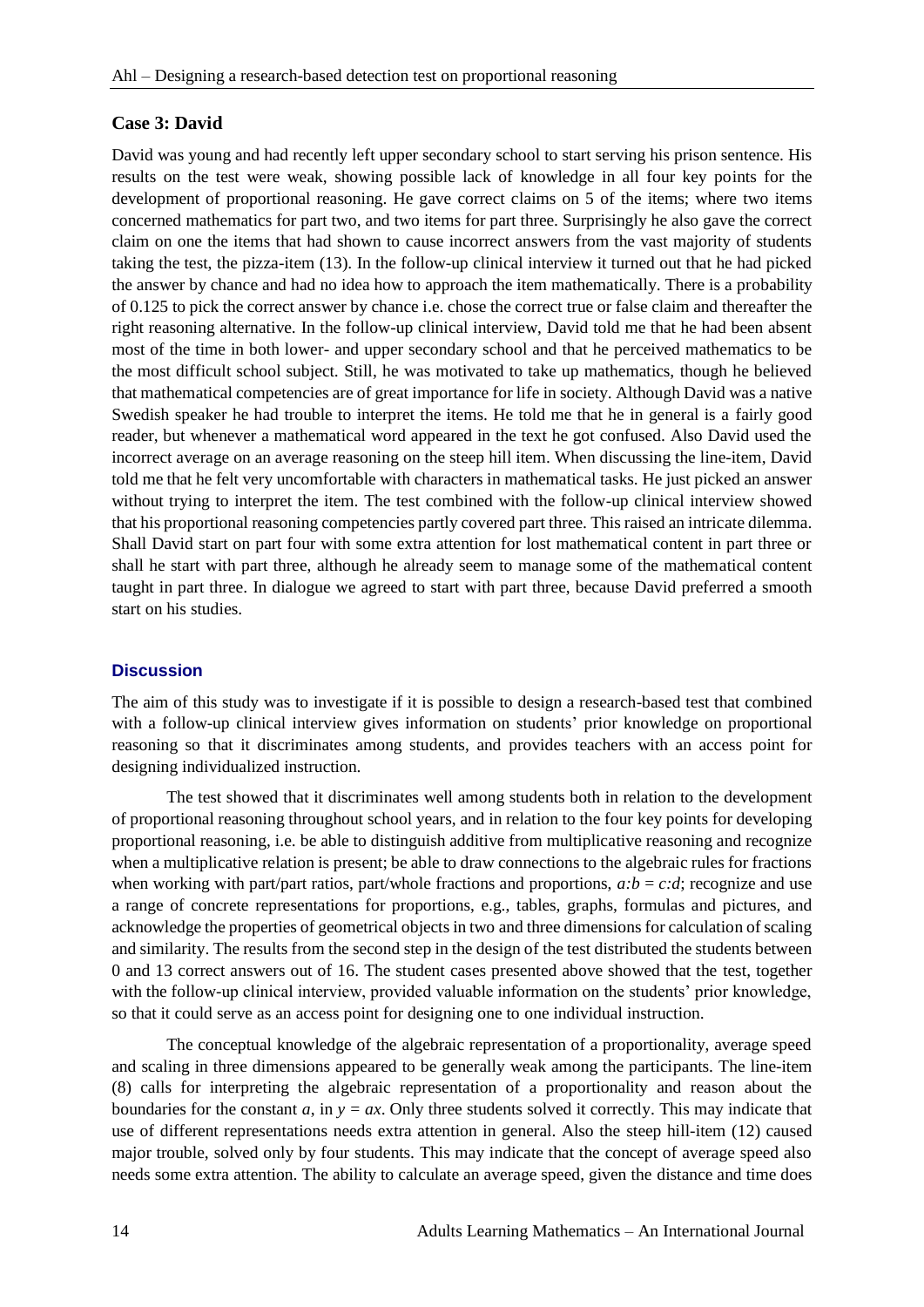### Case 3: David

David was young and had recently left upper secondary school to start serving his prison sentence. His results on the test were weak, showing possible lack of knowledge in all four key points for the development of proportional reasoning. He gave correct claims on 5 of the items; where two items concerned mathematics for part two, and two items for part three. Surprisingly he also gave the correct claim on one the items that had shown to cause incorrect answers from the vast majority of students taking the test, the pizza-item (13). In the follow-up clinical interview it turned out that he had picked the answer by chance and had no idea how to approach the item mathematically. There is a probability of 0.125 to pick the correct answer by chance i.e. chose the correct true or false claim and thereafter the right reasoning alternative. In the follow-up clinical interview, David told me that he had been absent most of the time in both lower- and upper secondary school and that he perceived mathematics to be the most difficult school subject. Still, he was motivated to take up mathematics, though he believed that mathematical competencies are of great importance for life in society. Although David was a native Swedish speaker he had trouble to interpret the items. He told me that he in general is a fairly good reader, but whenever a mathematical word appeared in the text he got confused. Also David used the incorrect average on an average reasoning on the steep hill item. When discussing the line-item, David told me that he felt very uncomfortable with characters in mathematical tasks. He just picked an answer without trying to interpret the item. The test combined with the follow-up clinical interview showed that his proportional reasoning competencies partly covered part three. This raised an intricate dilemma. Shall David start on part four with some extra attention for lost mathematical content in part three or shall he start with part three, although he already seem to manage some of the mathematical content taught in part three. In dialogue we agreed to start with part three, because David preferred a smooth start on his studies.

## Discussion

The aim of this study was to investigate if it is possible to design a research-based test that combined with a follow-up clinical interview gives information on students' prior knowledge on proportional reasoning so that it discriminates among students, and provides teachers with an access point for designing individualized instruction.

The test showed that it discriminates well among students both in relation to the development of proportional reasoning throughout school years, and in relation to the four key points for developing proportional reasoning, i.e. be able to distinguish additive from multiplicative reasoning and recognize when a multiplicative relation is present; be able to draw connections to the algebraic rules for fractions when working with part/part ratios, part/whole fractions and proportions, $a:b = c:d$; recognize and use a range of concrete representations for proportions, e.g., tables, graphs, formulas and pictures, and acknowledge the properties of geometrical objects in two and three dimensions for calculation of scaling and similarity. The results from the second step in the design of the test distributed the students between 0 and 13 correct answers out of 16. The student cases presented above showed that the test, together with the follow-up clinical interview, provided valuable information on the students' prior knowledge, so that it could serve as an access point for designing one to one individual instruction.

The conceptual knowledge of the algebraic representation of a proportionality, average speed and scaling in three dimensions appeared to be generally weak among the participants. The line-item (8) calls for interpreting the algebraic representation of a proportionality and reason about the boundaries for the constant $a$, in $y = ax$. Only three students solved it correctly. This may indicate that use of different representations needs extra attention in general. Also the steep hill-item (12) caused major trouble, solved only by four students. This may indicate that the concept of average speed also needs some extra attention. The ability to calculate an average speed, given the distance and time does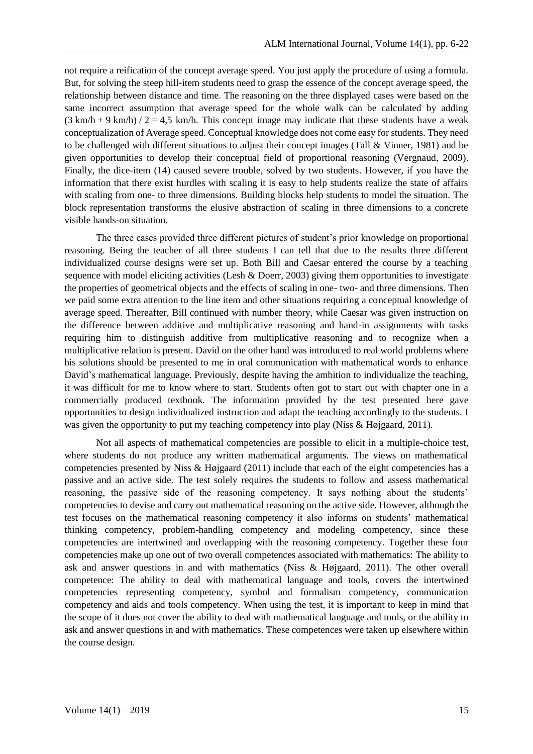not require a reification of the concept average speed. You just apply the procedure of using a formula. But, for solving the steep hill-item students need to grasp the essence of the concept average speed, the relationship between distance and time. The reasoning on the three displayed cases were based on the same incorrect assumption that average speed for the whole walk can be calculated by adding $(3 \text{ km/h} + 9 \text{ km/h}) / 2 = 4{,}5 \text{ km/h}$. This concept image may indicate that these students have a weak conceptualization of Average speed. Conceptual knowledge does not come easy for students. They need to be challenged with different situations to adjust their concept images (Tall & Vinner, 1981) and be given opportunities to develop their conceptual field of proportional reasoning (Vergnaud, 2009). Finally, the dice-item (14) caused severe trouble, solved by two students. However, if you have the information that there exist hurdles with scaling it is easy to help students realize the state of affairs with scaling from one- to three dimensions. Building blocks help students to model the situation. The block representation transforms the elusive abstraction of scaling in three dimensions to a concrete visible hands-on situation.

The three cases provided three different pictures of student's prior knowledge on proportional reasoning. Being the teacher of all three students I can tell that due to the results three different individualized course designs were set up. Both Bill and Caesar entered the course by a teaching sequence with model eliciting activities (Lesh & Doerr, 2003) giving them opportunities to investigate the properties of geometrical objects and the effects of scaling in one- two- and three dimensions. Then we paid some extra attention to the line item and other situations requiring a conceptual knowledge of average speed. Thereafter, Bill continued with number theory, while Caesar was given instruction on the difference between additive and multiplicative reasoning and hand-in assignments with tasks requiring him to distinguish additive from multiplicative reasoning and to recognize when a multiplicative relation is present. David on the other hand was introduced to real world problems where his solutions should be presented to me in oral communication with mathematical words to enhance David's mathematical language. Previously, despite having the ambition to individualize the teaching, it was difficult for me to know where to start. Students often got to start out with chapter one in a commercially produced textbook. The information provided by the test presented here gave opportunities to design individualized instruction and adapt the teaching accordingly to the students. I was given the opportunity to put my teaching competency into play (Niss & Højgaard, 2011).

Not all aspects of mathematical competencies are possible to elicit in a multiple-choice test, where students do not produce any written mathematical arguments. The views on mathematical competencies presented by Niss & Højgaard (2011) include that each of the eight competencies has a passive and an active side. The test solely requires the students to follow and assess mathematical reasoning, the passive side of the reasoning competency. It says nothing about the students' competencies to devise and carry out mathematical reasoning on the active side. However, although the test focuses on the mathematical reasoning competency it also informs on students' mathematical thinking competency, problem-handling competency and modeling competency, since these competencies are intertwined and overlapping with the reasoning competency. Together these four competencies make up one out of two overall competences associated with mathematics: The ability to ask and answer questions in and with mathematics (Niss & Højgaard, 2011). The other overall competence: The ability to deal with mathematical language and tools, covers the intertwined competencies representing competency, symbol and formalism competency, communication competency and aids and tools competency. When using the test, it is important to keep in mind that the scope of it does not cover the ability to deal with mathematical language and tools, or the ability to ask and answer questions in and with mathematics. These competences were taken up elsewhere within the course design.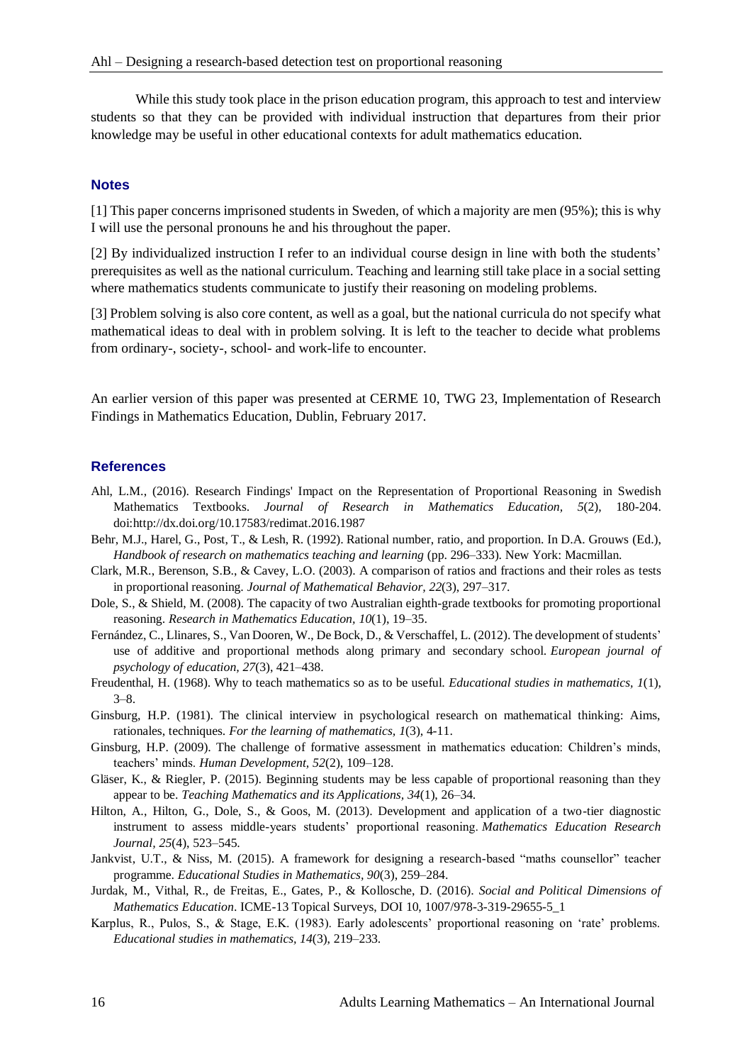While this study took place in the prison education program, this approach to test and interview students so that they can be provided with individual instruction that departures from their prior knowledge may be useful in other educational contexts for adult mathematics education.

## Notes

[1] This paper concerns imprisoned students in Sweden, of which a majority are men (95%); this is why I will use the personal pronouns he and his throughout the paper.

[2] By individualized instruction I refer to an individual course design in line with both the students' prerequisites as well as the national curriculum. Teaching and learning still take place in a social setting where mathematics students communicate to justify their reasoning on modeling problems.

[3] Problem solving is also core content, as well as a goal, but the national curricula do not specify what mathematical ideas to deal with in problem solving. It is left to the teacher to decide what problems from ordinary-, society-, school- and work-life to encounter.

An earlier version of this paper was presented at CERME 10, TWG 23, Implementation of Research Findings in Mathematics Education, Dublin, February 2017.

## References

Ahl, L.M., (2016). Research Findings' Impact on the Representation of Proportional Reasoning in Swedish Mathematics Textbooks. *Journal of Research in Mathematics Education, 5*(2), 180-204. doi:http://dx.doi.org/10.17583/redimat.2016.1987

Behr, M.J., Harel, G., Post, T., & Lesh, R. (1992). Rational number, ratio, and proportion. In D.A. Grouws (Ed.), *Handbook of research on mathematics teaching and learning* (pp. 296–333). New York: Macmillan.

Clark, M.R., Berenson, S.B., & Cavey, L.O. (2003). A comparison of ratios and fractions and their roles as tests in proportional reasoning. *Journal of Mathematical Behavior, 22*(3), 297–317.

Dole, S., & Shield, M. (2008). The capacity of two Australian eighth-grade textbooks for promoting proportional reasoning. *Research in Mathematics Education, 10*(1), 19–35.

Fernández, C., Llinares, S., Van Dooren, W., De Bock, D., & Verschaffel, L. (2012). The development of students' use of additive and proportional methods along primary and secondary school. *European journal of psychology of education, 27*(3), 421–438.

Freudenthal, H. (1968). Why to teach mathematics so as to be useful. *Educational studies in mathematics, 1*(1), 3–8.

Ginsburg, H.P. (1981). The clinical interview in psychological research on mathematical thinking: Aims, rationales, techniques. *For the learning of mathematics, 1*(3), 4-11.

Ginsburg, H.P. (2009). The challenge of formative assessment in mathematics education: Children's minds, teachers' minds. *Human Development, 52*(2), 109–128.

Gläser, K., & Riegler, P. (2015). Beginning students may be less capable of proportional reasoning than they appear to be. *Teaching Mathematics and its Applications, 34*(1), 26–34.

Hilton, A., Hilton, G., Dole, S., & Goos, M. (2013). Development and application of a two-tier diagnostic instrument to assess middle-years students' proportional reasoning. *Mathematics Education Research Journal, 25*(4), 523–545.

Jankvist, U.T., & Niss, M. (2015). A framework for designing a research-based "maths counsellor" teacher programme. *Educational Studies in Mathematics, 90*(3), 259–284.

Jurdak, M., Vithal, R., de Freitas, E., Gates, P., & Kollosche, D. (2016). *Social and Political Dimensions of Mathematics Education*. ICME-13 Topical Surveys, DOI 10, 1007/978-3-319-29655-5_1

Karplus, R., Pulos, S., & Stage, E.K. (1983). Early adolescents' proportional reasoning on 'rate' problems. *Educational studies in mathematics, 14*(3), 219–233.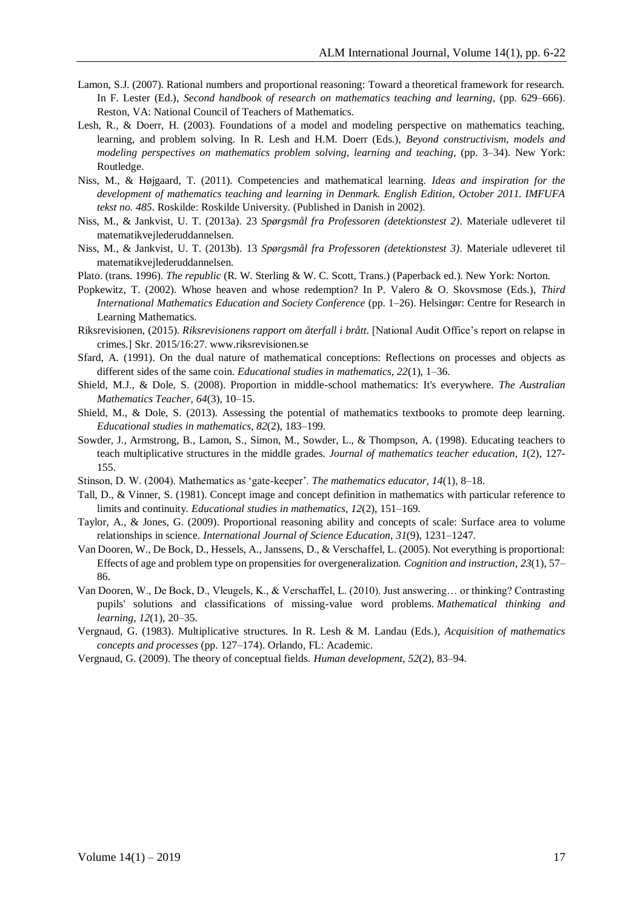Lamon, S.J. (2007). Rational numbers and proportional reasoning: Toward a theoretical framework for research. In F. Lester (Ed.), *Second handbook of research on mathematics teaching and learning*, (pp. 629–666). Reston, VA: National Council of Teachers of Mathematics.

Lesh, R., & Doerr, H. (2003). Foundations of a model and modeling perspective on mathematics teaching, learning, and problem solving. In R. Lesh and H.M. Doerr (Eds.), *Beyond constructivism, models and modeling perspectives on mathematics problem solving, learning and teaching*, (pp. 3–34). New York: Routledge.

Niss, M., & Højgaard, T. (2011). Competencies and mathematical learning. *Ideas and inspiration for the development of mathematics teaching and learning in Denmark. English Edition, October 2011. IMFUFA tekst no. 485*. Roskilde: Roskilde University. (Published in Danish in 2002).

Niss, M., & Jankvist, U. T. (2013a). 23 *Spørgsmål fra Professoren (detektionstest 2)*. Materiale udleveret til matematikvejlederuddannelsen.

Niss, M., & Jankvist, U. T. (2013b). 13 *Spørgsmål fra Professoren (detektionstest 3)*. Materiale udleveret til matematikvejlederuddannelsen.

Plato. (trans. 1996). *The republic* (R. W. Sterling & W. C. Scott, Trans.) (Paperback ed.). New York: Norton.

Popkewitz, T. (2002). Whose heaven and whose redemption? In P. Valero & O. Skovsmose (Eds.), *Third International Mathematics Education and Society Conference* (pp. 1–26). Helsingør: Centre for Research in Learning Mathematics.

Riksrevisionen, (2015). *Riksrevisionens rapport om återfall i brått*. [National Audit Office's report on relapse in crimes.] Skr. 2015/16:27. www.riksrevisionen.se

Sfard, A. (1991). On the dual nature of mathematical conceptions: Reflections on processes and objects as different sides of the same coin. *Educational studies in mathematics, 22*(1), 1–36.

Shield, M.J., & Dole, S. (2008). Proportion in middle-school mathematics: It's everywhere. *The Australian Mathematics Teacher, 64*(3), 10–15.

Shield, M., & Dole, S. (2013). Assessing the potential of mathematics textbooks to promote deep learning. *Educational studies in mathematics, 82*(2), 183–199.

Sowder, J., Armstrong, B., Lamon, S., Simon, M., Sowder, L., & Thompson, A. (1998). Educating teachers to teach multiplicative structures in the middle grades. *Journal of mathematics teacher education, 1*(2), 127-155.

Stinson, D. W. (2004). Mathematics as 'gate-keeper'. *The mathematics educator, 14*(1), 8–18.

Tall, D., & Vinner, S. (1981). Concept image and concept definition in mathematics with particular reference to limits and continuity. *Educational studies in mathematics, 12*(2), 151–169.

Taylor, A., & Jones, G. (2009). Proportional reasoning ability and concepts of scale: Surface area to volume relationships in science. *International Journal of Science Education, 31*(9), 1231–1247.

Van Dooren, W., De Bock, D., Hessels, A., Janssens, D., & Verschaffel, L. (2005). Not everything is proportional: Effects of age and problem type on propensities for overgeneralization. *Cognition and instruction, 23*(1), 57–86.

Van Dooren, W., De Bock, D., Vleugels, K., & Verschaffel, L. (2010). Just answering… or thinking? Contrasting pupils' solutions and classifications of missing-value word problems. *Mathematical thinking and learning, 12*(1), 20–35.

Vergnaud, G. (1983). Multiplicative structures. In R. Lesh & M. Landau (Eds.), *Acquisition of mathematics concepts and processes* (pp. 127–174). Orlando, FL: Academic.

Vergnaud, G. (2009). The theory of conceptual fields. *Human development, 52*(2), 83–94.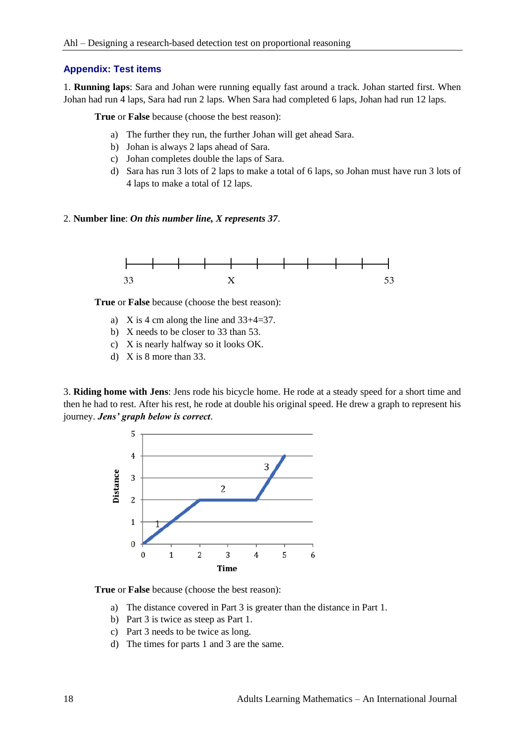## Appendix: Test items

1. **Running laps**: Sara and Johan were running equally fast around a track. Johan started first. When Johan had run 4 laps, Sara had run 2 laps. When Sara had completed 6 laps, Johan had run 12 laps.

**True** or **False** because (choose the best reason):

a) The further they run, the further Johan will get ahead Sara.
b) Johan is always 2 laps ahead of Sara.
c) Johan completes double the laps of Sara.
d) Sara has run 3 lots of 2 laps to make a total of 6 laps, so Johan must have run 3 lots of 4 laps to make a total of 12 laps.

2. **Number line**: ***On this number line, X represents 37***.

33 X 53

**True** or **False** because (choose the best reason):

a) X is 4 cm along the line and 33+4=37.
b) X needs to be closer to 33 than 53.
c) X is nearly halfway so it looks OK.
d) X is 8 more than 33.

3. **Riding home with Jens**: Jens rode his bicycle home. He rode at a steady speed for a short time and then he had to rest. After his rest, he rode at double his original speed. He drew a graph to represent his journey. ***Jens' graph below is correct***.

**True** or **False** because (choose the best reason):

a) The distance covered in Part 3 is greater than the distance in Part 1.
b) Part 3 is twice as steep as Part 1.
c) Part 3 needs to be twice as long.
d) The times for parts 1 and 3 are the same.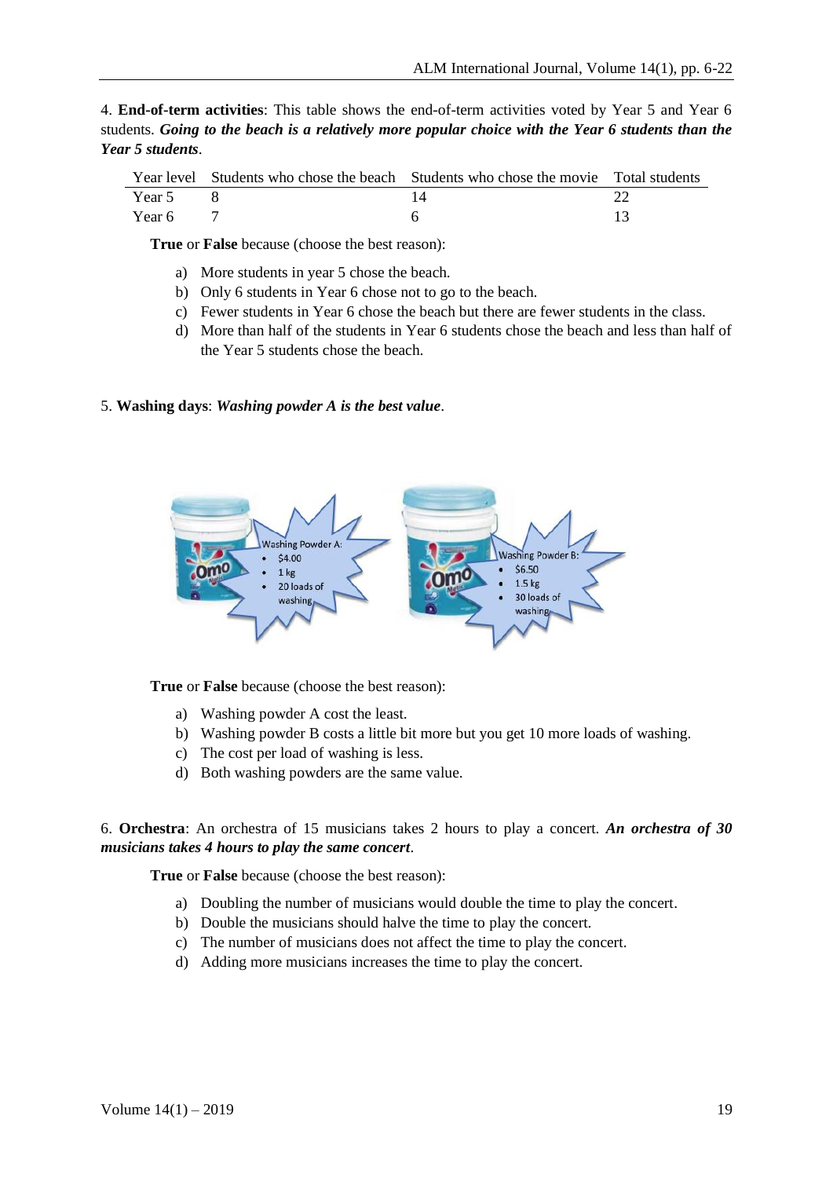4. **End-of-term activities**: This table shows the end-of-term activities voted by Year 5 and Year 6 students. ***Going to the beach is a relatively more popular choice with the Year 6 students than the Year 5 students***.

| Year level | Students who chose the beach | Students who chose the movie | Total students |
|---|---|---|---|
| Year 5 | 8 | 14 | 22 |
| Year 6 | 7 | 6 | 13 |

**True** or **False** because (choose the best reason):

a) More students in year 5 chose the beach.
b) Only 6 students in Year 6 chose not to go to the beach.
c) Fewer students in Year 6 chose the beach but there are fewer students in the class.
d) More than half of the students in Year 6 students chose the beach and less than half of the Year 5 students chose the beach.

5. **Washing days**: ***Washing powder A is the best value***.

Washing Powder A:
- $4.00
- 1 kg
- 20 loads of washing

Washing Powder B:
- $6.50
- 1.5 kg
- 30 loads of washing

**True** or **False** because (choose the best reason):

a) Washing powder A cost the least.
b) Washing powder B costs a little bit more but you get 10 more loads of washing.
c) The cost per load of washing is less.
d) Both washing powders are the same value.

6. **Orchestra**: An orchestra of 15 musicians takes 2 hours to play a concert. ***An orchestra of 30 musicians takes 4 hours to play the same concert***.

**True** or **False** because (choose the best reason):

a) Doubling the number of musicians would double the time to play the concert.
b) Double the musicians should halve the time to play the concert.
c) The number of musicians does not affect the time to play the concert.
d) Adding more musicians increases the time to play the concert.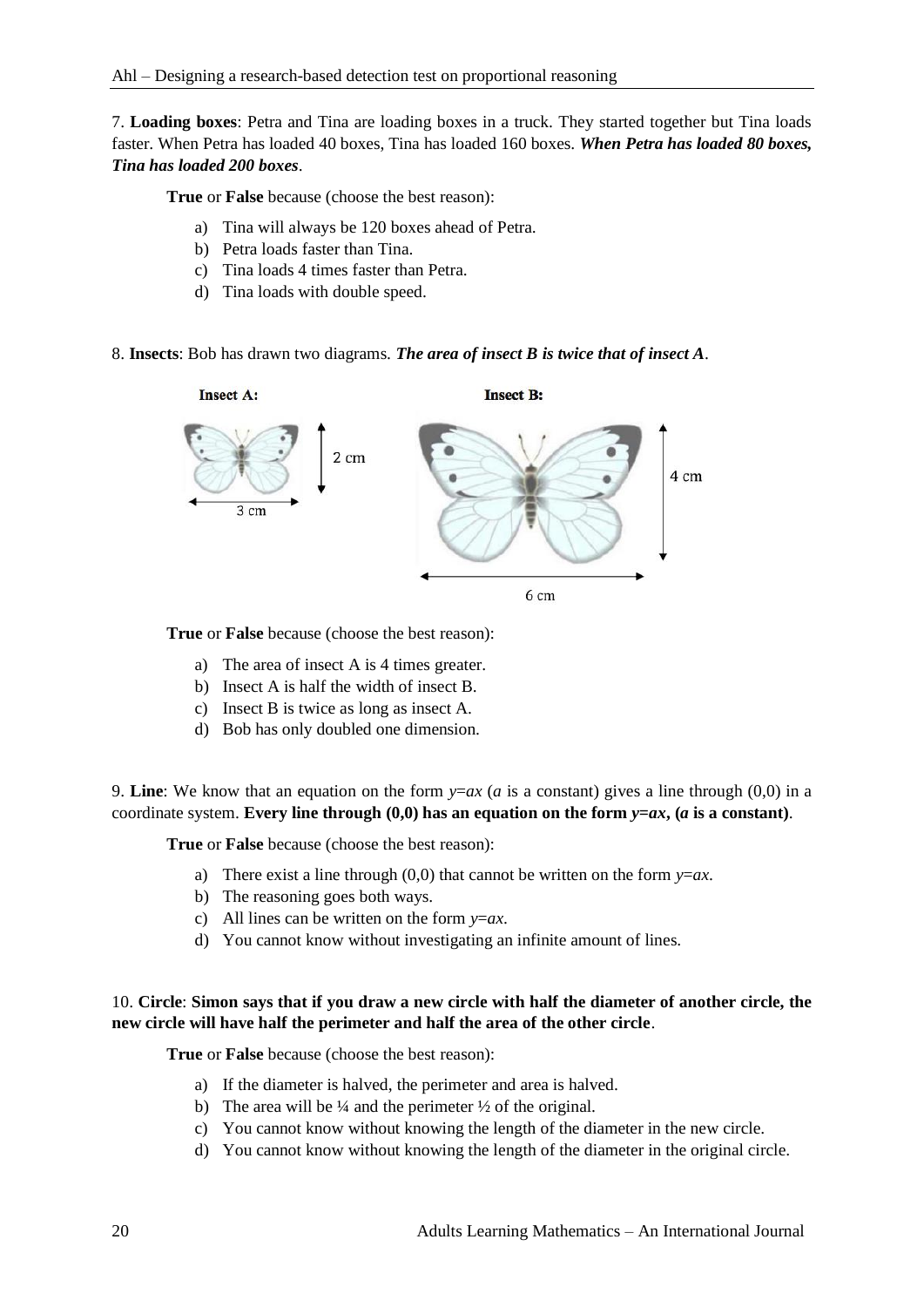7. **Loading boxes**: Petra and Tina are loading boxes in a truck. They started together but Tina loads faster. When Petra has loaded 40 boxes, Tina has loaded 160 boxes. ***When Petra has loaded 80 boxes, Tina has loaded 200 boxes***.

**True** or **False** because (choose the best reason):

a) Tina will always be 120 boxes ahead of Petra.
b) Petra loads faster than Tina.
c) Tina loads 4 times faster than Petra.
d) Tina loads with double speed.

8. **Insects**: Bob has drawn two diagrams. ***The area of insect B is twice that of insect A***.

**Insect A:** 2 cm, 3 cm

**Insect B:** 4 cm, 6 cm

**True** or **False** because (choose the best reason):

a) The area of insect A is 4 times greater.
b) Insect A is half the width of insect B.
c) Insect B is twice as long as insect A.
d) Bob has only doubled one dimension.

9. **Line**: We know that an equation on the form $y=ax$ ($a$ is a constant) gives a line through (0,0) in a coordinate system. **Every line through (0,0) has an equation on the form $y=ax$, ($a$ is a constant)**.

**True** or **False** because (choose the best reason):

a) There exist a line through (0,0) that cannot be written on the form $y=ax$.
b) The reasoning goes both ways.
c) All lines can be written on the form $y=ax$.
d) You cannot know without investigating an infinite amount of lines.

10. **Circle**: **Simon says that if you draw a new circle with half the diameter of another circle, the new circle will have half the perimeter and half the area of the other circle**.

**True** or **False** because (choose the best reason):

a) If the diameter is halved, the perimeter and area is halved.
b) The area will be ¼ and the perimeter ½ of the original.
c) You cannot know without knowing the length of the diameter in the new circle.
d) You cannot know without knowing the length of the diameter in the original circle.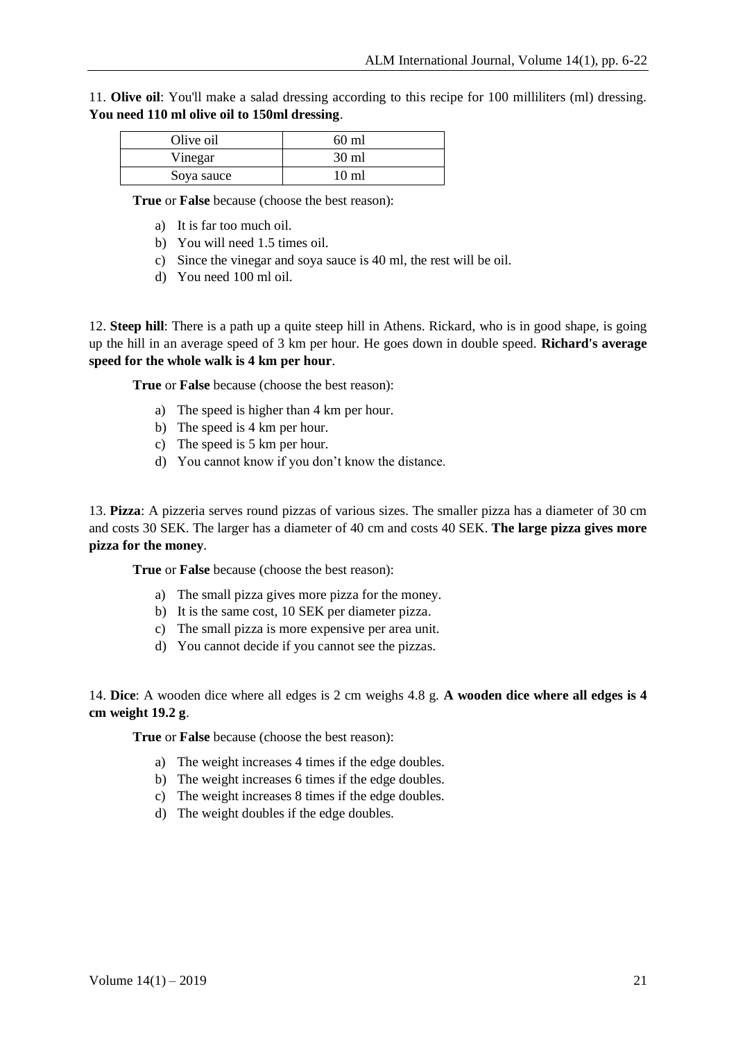11. **Olive oil**: You'll make a salad dressing according to this recipe for 100 milliliters (ml) dressing. **You need 110 ml olive oil to 150ml dressing**.

| Olive oil | 60 ml |
|---|---|
| Vinegar | 30 ml |
| Soya sauce | 10 ml |

**True** or **False** because (choose the best reason):

a) It is far too much oil.
b) You will need 1.5 times oil.
c) Since the vinegar and soya sauce is 40 ml, the rest will be oil.
d) You need 100 ml oil.

12. **Steep hill**: There is a path up a quite steep hill in Athens. Rickard, who is in good shape, is going up the hill in an average speed of 3 km per hour. He goes down in double speed. **Richard's average speed for the whole walk is 4 km per hour**.

**True** or **False** because (choose the best reason):

a) The speed is higher than 4 km per hour.
b) The speed is 4 km per hour.
c) The speed is 5 km per hour.
d) You cannot know if you don't know the distance.

13. **Pizza**: A pizzeria serves round pizzas of various sizes. The smaller pizza has a diameter of 30 cm and costs 30 SEK. The larger has a diameter of 40 cm and costs 40 SEK. **The large pizza gives more pizza for the money**.

**True** or **False** because (choose the best reason):

a) The small pizza gives more pizza for the money.
b) It is the same cost, 10 SEK per diameter pizza.
c) The small pizza is more expensive per area unit.
d) You cannot decide if you cannot see the pizzas.

14. **Dice**: A wooden dice where all edges is 2 cm weighs 4.8 g. **A wooden dice where all edges is 4 cm weight 19.2 g**.

**True** or **False** because (choose the best reason):

a) The weight increases 4 times if the edge doubles.
b) The weight increases 6 times if the edge doubles.
c) The weight increases 8 times if the edge doubles.
d) The weight doubles if the edge doubles.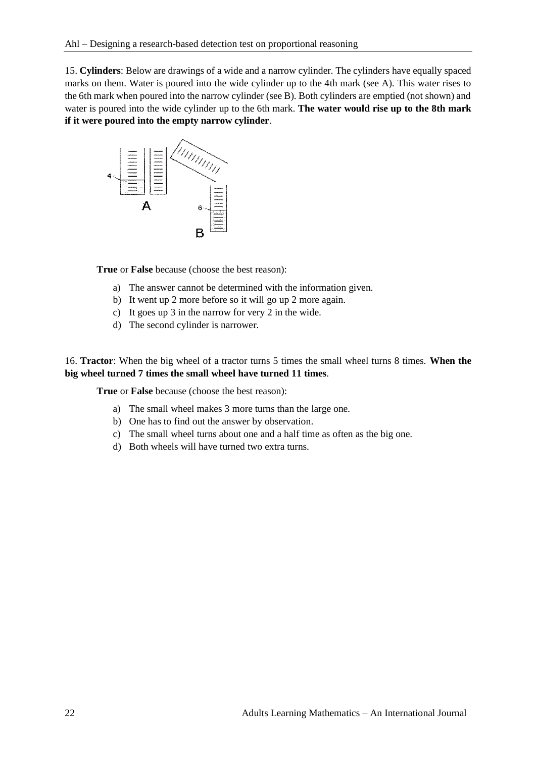15. **Cylinders**: Below are drawings of a wide and a narrow cylinder. The cylinders have equally spaced marks on them. Water is poured into the wide cylinder up to the 4th mark (see A). This water rises to the 6th mark when poured into the narrow cylinder (see B). Both cylinders are emptied (not shown) and water is poured into the wide cylinder up to the 6th mark. **The water would rise up to the 8th mark if it were poured into the empty narrow cylinder**.

4

A

6

B

**True** or **False** because (choose the best reason):

a) The answer cannot be determined with the information given.
b) It went up 2 more before so it will go up 2 more again.
c) It goes up 3 in the narrow for very 2 in the wide.
d) The second cylinder is narrower.

16. **Tractor**: When the big wheel of a tractor turns 5 times the small wheel turns 8 times. **When the big wheel turned 7 times the small wheel have turned 11 times**.

**True** or **False** because (choose the best reason):

a) The small wheel makes 3 more turns than the large one.
b) One has to find out the answer by observation.
c) The small wheel turns about one and a half time as often as the big one.
d) Both wheels will have turned two extra turns.